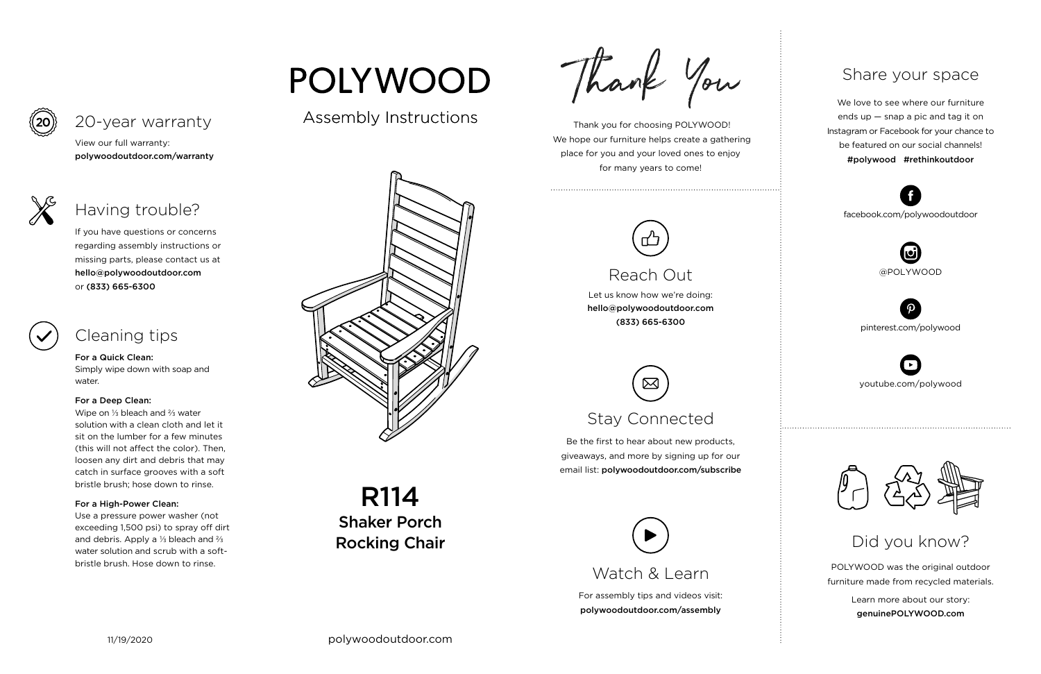# POLYWOOD

## Assembly Instructions

# R114

## Shaker Porch Rocking Chair

polywoodoutdoor.com

## 20-year warranty

View our full warranty:
**polywoodoutdoor.com/warranty**

## Having trouble?

If you have questions or concerns regarding assembly instructions or missing parts, please contact us at **hello@polywoodoutdoor.com** or **(833) 665-6300**

## Cleaning tips

**For a Quick Clean:**
Simply wipe down with soap and water.

**For a Deep Clean:**
Wipe on ⅓ bleach and ⅔ water solution with a clean cloth and let it sit on the lumber for a few minutes (this will not affect the color). Then, loosen any dirt and debris that may catch in surface grooves with a soft bristle brush; hose down to rinse.

**For a High-Power Clean:**
Use a pressure power washer (not exceeding 1,500 psi) to spray off dirt and debris. Apply a ⅓ bleach and ⅔ water solution and scrub with a soft-bristle brush. Hose down to rinse.

11/19/2020

## Thank You

Thank you for choosing POLYWOOD! We hope our furniture helps create a gathering place for you and your loved ones to enjoy for many years to come!

## Reach Out

Let us know how we're doing:
**hello@polywoodoutdoor.com**
**(833) 665-6300**

## Stay Connected

Be the first to hear about new products, giveaways, and more by signing up for our email list: **polywoodoutdoor.com/subscribe**

## Watch & Learn

For assembly tips and videos visit:
**polywoodoutdoor.com/assembly**

## Share your space

We love to see where our furniture ends up — snap a pic and tag it on Instagram or Facebook for your chance to be featured on our social channels!
**#polywood #rethinkoutdoor**

facebook.com/polywoodoutdoor

@POLYWOOD

pinterest.com/polywood

youtube.com/polywood

## Did you know?

POLYWOOD was the original outdoor furniture made from recycled materials.

Learn more about our story:
**genuinePOLYWOOD.com**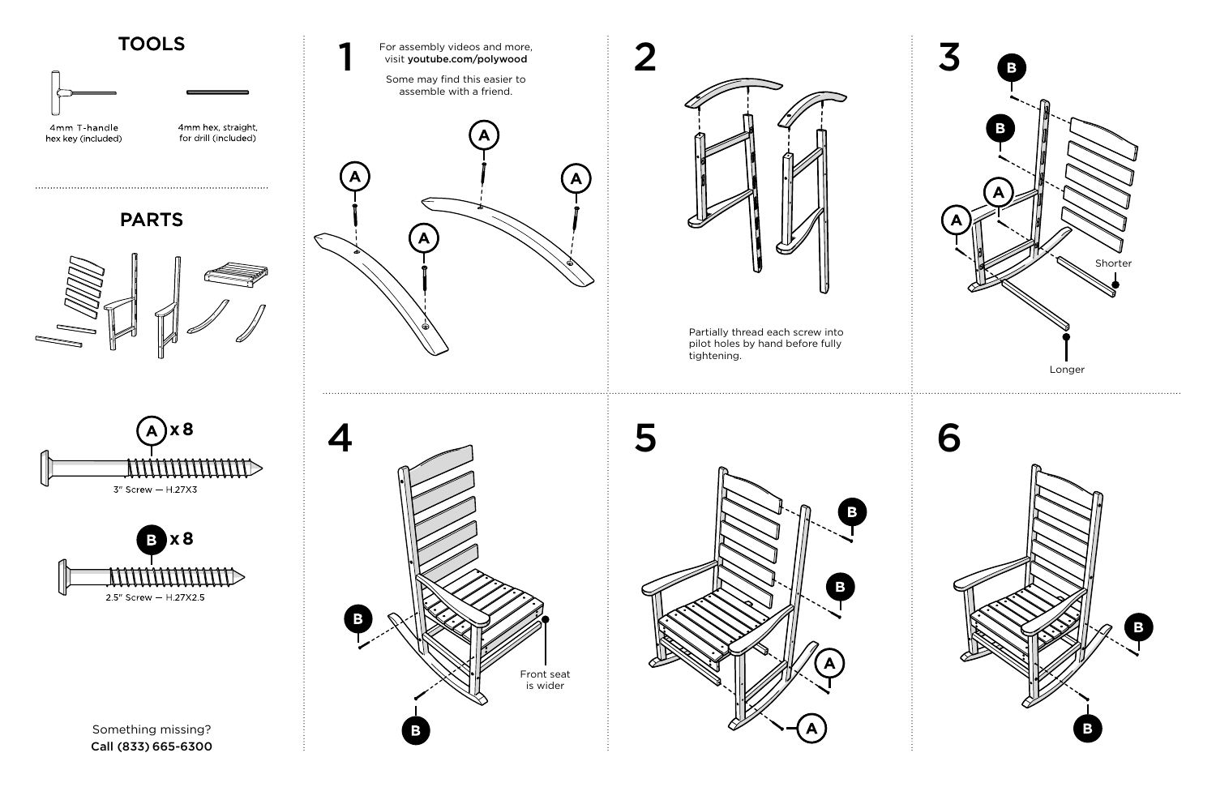## TOOLS

4mm T-handle hex key (included)

4mm hex, straight, for drill (included)

## PARTS

A x 8

3" Screw — H.27X3

B x 8

2.5" Screw — H.27X2.5

Something missing?
**Call (833) 665-6300**

## 1

For assembly videos and more, visit **youtube.com/polywood**

Some may find this easier to assemble with a friend.

A A A A

## 2

Partially thread each screw into pilot holes by hand before fully tightening.

## 3

B B A A

Shorter

Longer

## 4

B B

Front seat is wider

## 5

B B A A

## 6

B B